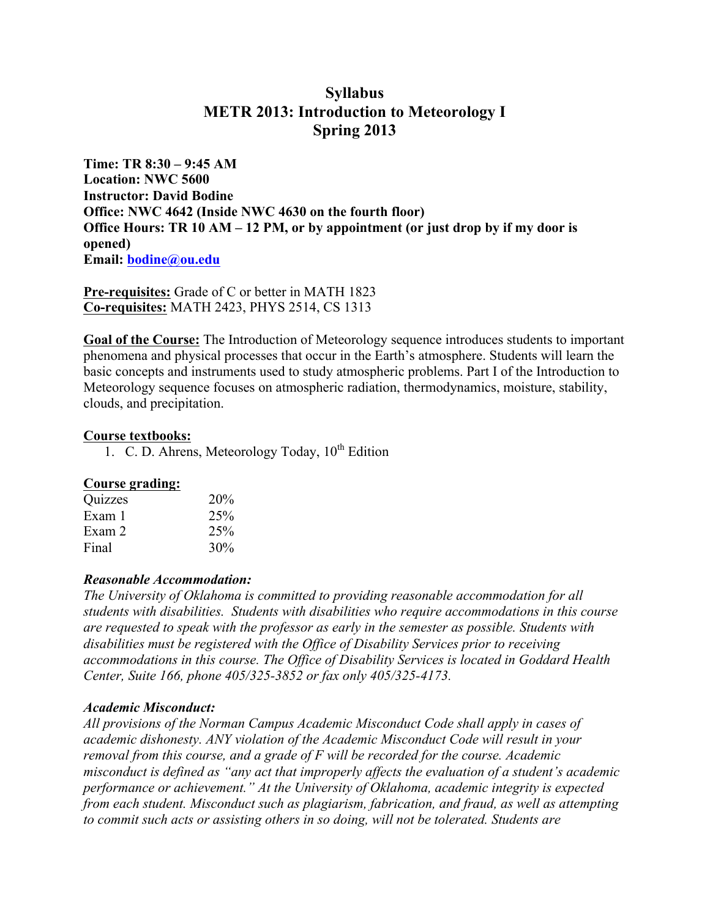# Syllabus
# METR 2013: Introduction to Meteorology I
# Spring 2013

**Time: TR 8:30 – 9:45 AM**
**Location: NWC 5600**
**Instructor: David Bodine**
**Office: NWC 4642 (Inside NWC 4630 on the fourth floor)**
**Office Hours: TR 10 AM – 12 PM, or by appointment (or just drop by if my door is opened)**
**Email: bodine@ou.edu**

**Pre-requisites:** Grade of C or better in MATH 1823
**Co-requisites:** MATH 2423, PHYS 2514, CS 1313

**Goal of the Course:** The Introduction of Meteorology sequence introduces students to important phenomena and physical processes that occur in the Earth's atmosphere. Students will learn the basic concepts and instruments used to study atmospheric problems. Part I of the Introduction to Meteorology sequence focuses on atmospheric radiation, thermodynamics, moisture, stability, clouds, and precipitation.

**Course textbooks:**

1. C. D. Ahrens, Meteorology Today, 10th Edition

**Course grading:**

| | |
|---|---|
| Quizzes | 20% |
| Exam 1 | 25% |
| Exam 2 | 25% |
| Final | 30% |

***Reasonable Accommodation:***

*The University of Oklahoma is committed to providing reasonable accommodation for all students with disabilities. Students with disabilities who require accommodations in this course are requested to speak with the professor as early in the semester as possible. Students with disabilities must be registered with the Office of Disability Services prior to receiving accommodations in this course. The Office of Disability Services is located in Goddard Health Center, Suite 166, phone 405/325-3852 or fax only 405/325-4173.*

***Academic Misconduct:***

*All provisions of the Norman Campus Academic Misconduct Code shall apply in cases of academic dishonesty. ANY violation of the Academic Misconduct Code will result in your removal from this course, and a grade of F will be recorded for the course. Academic misconduct is defined as "any act that improperly affects the evaluation of a student's academic performance or achievement." At the University of Oklahoma, academic integrity is expected from each student. Misconduct such as plagiarism, fabrication, and fraud, as well as attempting to commit such acts or assisting others in so doing, will not be tolerated. Students are*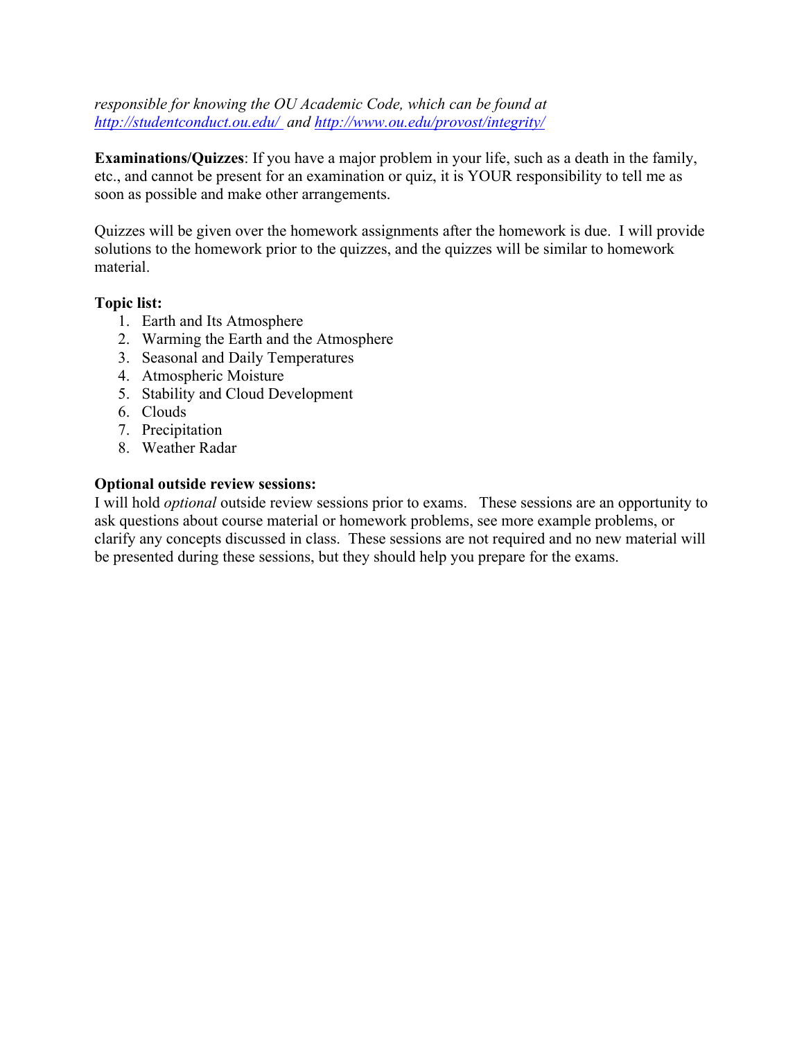*responsible for knowing the OU Academic Code, which can be found at [http://studentconduct.ou.edu/](http://studentconduct.ou.edu/) and [http://www.ou.edu/provost/integrity/](http://www.ou.edu/provost/integrity/)*

**Examinations/Quizzes**: If you have a major problem in your life, such as a death in the family, etc., and cannot be present for an examination or quiz, it is YOUR responsibility to tell me as soon as possible and make other arrangements.

Quizzes will be given over the homework assignments after the homework is due. I will provide solutions to the homework prior to the quizzes, and the quizzes will be similar to homework material.

**Topic list:**

1. Earth and Its Atmosphere
2. Warming the Earth and the Atmosphere
3. Seasonal and Daily Temperatures
4. Atmospheric Moisture
5. Stability and Cloud Development
6. Clouds
7. Precipitation
8. Weather Radar

**Optional outside review sessions:**

I will hold *optional* outside review sessions prior to exams. These sessions are an opportunity to ask questions about course material or homework problems, see more example problems, or clarify any concepts discussed in class. These sessions are not required and no new material will be presented during these sessions, but they should help you prepare for the exams.